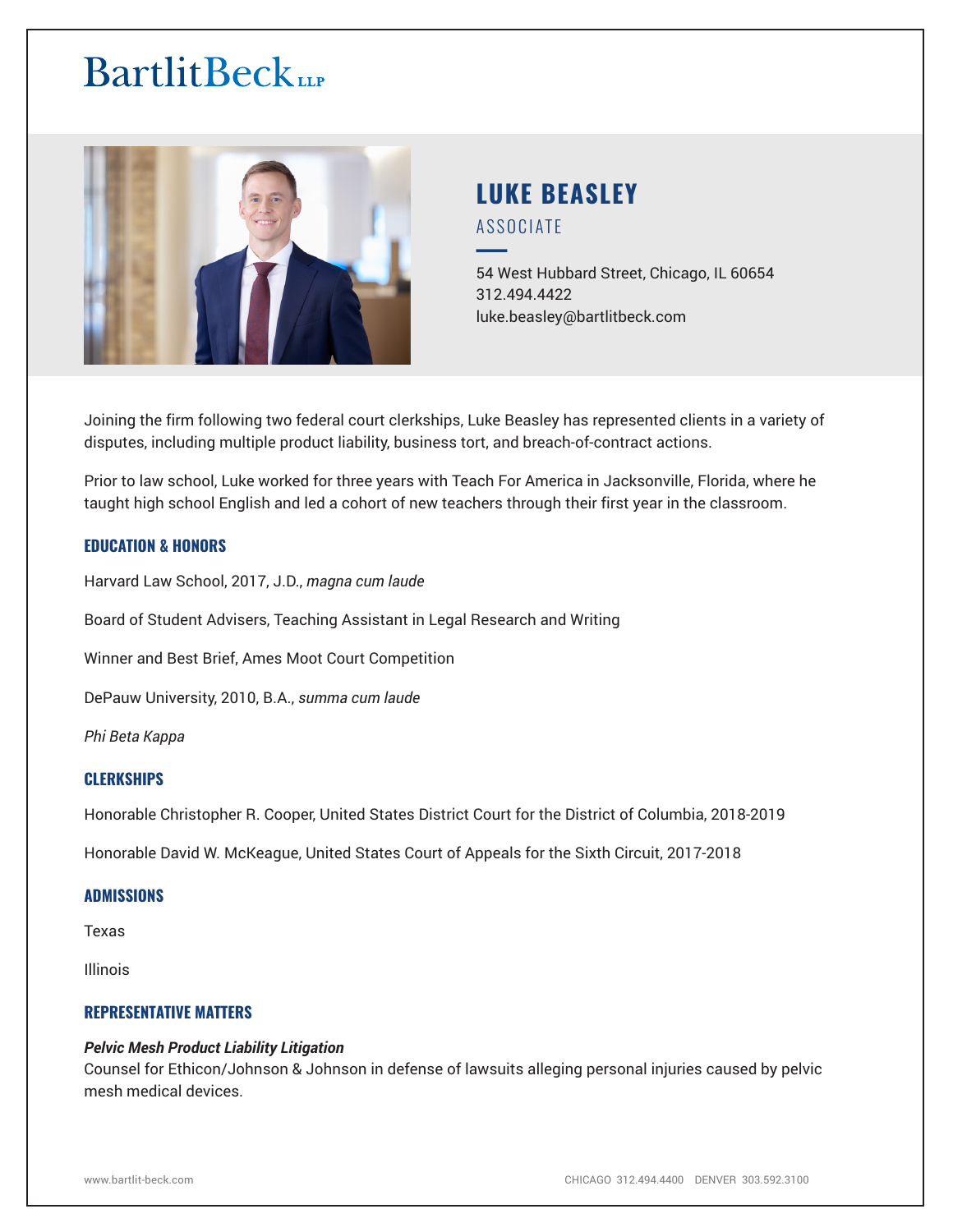BartlitBeck LLP

# LUKE BEASLEY

ASSOCIATE

54 West Hubbard Street, Chicago, IL 60654
312.494.4422
luke.beasley@bartlitbeck.com

Joining the firm following two federal court clerkships, Luke Beasley has represented clients in a variety of disputes, including multiple product liability, business tort, and breach-of-contract actions.

Prior to law school, Luke worked for three years with Teach For America in Jacksonville, Florida, where he taught high school English and led a cohort of new teachers through their first year in the classroom.

## EDUCATION & HONORS

Harvard Law School, 2017, J.D., *magna cum laude*

Board of Student Advisers, Teaching Assistant in Legal Research and Writing

Winner and Best Brief, Ames Moot Court Competition

DePauw University, 2010, B.A., *summa cum laude*

*Phi Beta Kappa*

## CLERKSHIPS

Honorable Christopher R. Cooper, United States District Court for the District of Columbia, 2018-2019

Honorable David W. McKeague, United States Court of Appeals for the Sixth Circuit, 2017-2018

## ADMISSIONS

Texas

Illinois

## REPRESENTATIVE MATTERS

***Pelvic Mesh Product Liability Litigation***
Counsel for Ethicon/Johnson & Johnson in defense of lawsuits alleging personal injuries caused by pelvic mesh medical devices.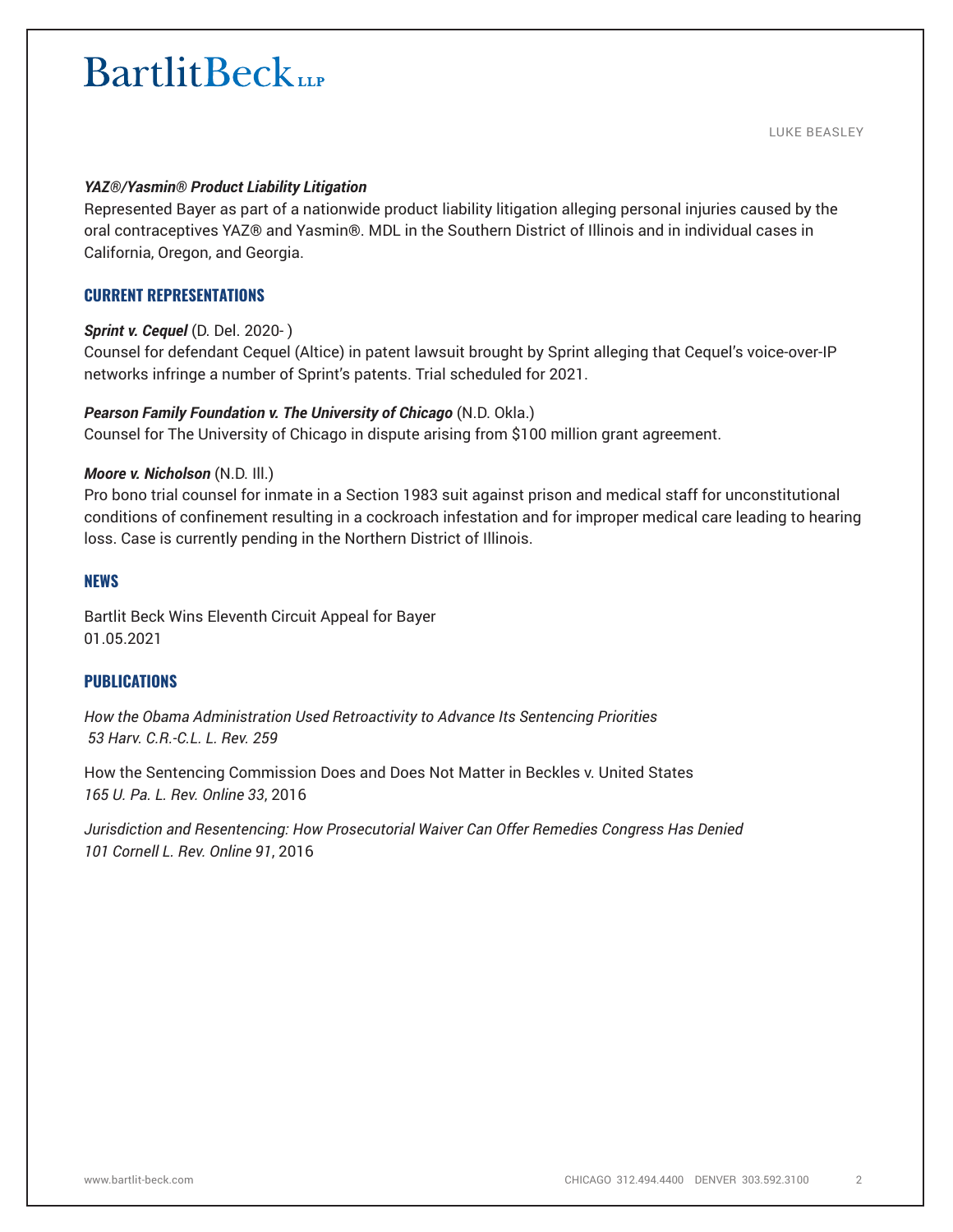***YAZ®/Yasmin® Product Liability Litigation***
Represented Bayer as part of a nationwide product liability litigation alleging personal injuries caused by the oral contraceptives YAZ® and Yasmin®. MDL in the Southern District of Illinois and in individual cases in California, Oregon, and Georgia.

## CURRENT REPRESENTATIONS

***Sprint v. Cequel*** (D. Del. 2020- )
Counsel for defendant Cequel (Altice) in patent lawsuit brought by Sprint alleging that Cequel's voice-over-IP networks infringe a number of Sprint's patents. Trial scheduled for 2021.

***Pearson Family Foundation v. The University of Chicago*** (N.D. Okla.)
Counsel for The University of Chicago in dispute arising from $100 million grant agreement.

***Moore v. Nicholson*** (N.D. Ill.)
Pro bono trial counsel for inmate in a Section 1983 suit against prison and medical staff for unconstitutional conditions of confinement resulting in a cockroach infestation and for improper medical care leading to hearing loss. Case is currently pending in the Northern District of Illinois.

## NEWS

Bartlit Beck Wins Eleventh Circuit Appeal for Bayer
01.05.2021

## PUBLICATIONS

*How the Obama Administration Used Retroactivity to Advance Its Sentencing Priorities*
*53 Harv. C.R.-C.L. L. Rev. 259*

How the Sentencing Commission Does and Does Not Matter in Beckles v. United States
*165 U. Pa. L. Rev. Online 33*, 2016

*Jurisdiction and Resentencing: How Prosecutorial Waiver Can Offer Remedies Congress Has Denied*
*101 Cornell L. Rev. Online 91*, 2016